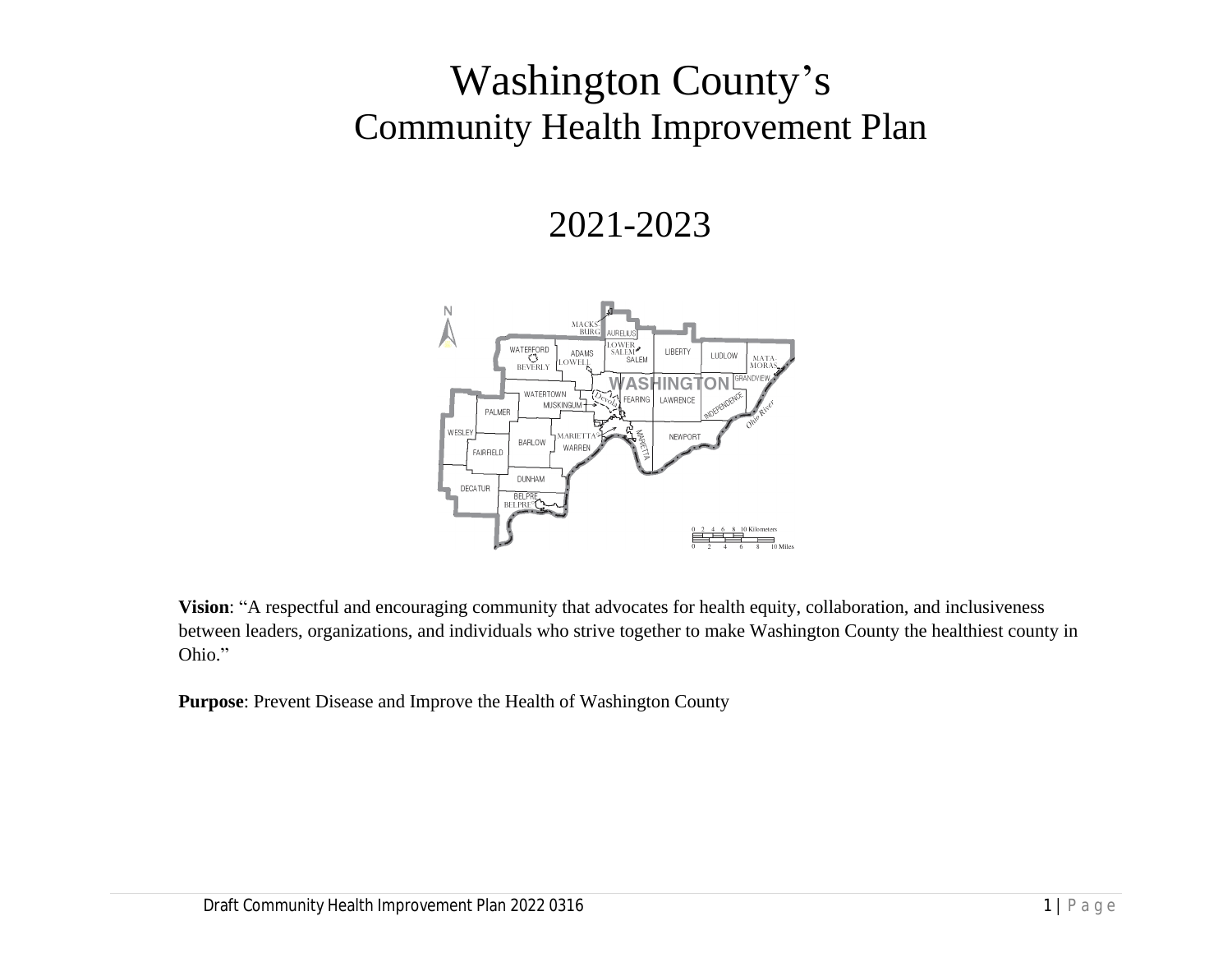# Washington County's
## Community Health Improvement Plan

## 2021-2023

**Vision**: "A respectful and encouraging community that advocates for health equity, collaboration, and inclusiveness between leaders, organizations, and individuals who strive together to make Washington County the healthiest county in Ohio."

**Purpose**: Prevent Disease and Improve the Health of Washington County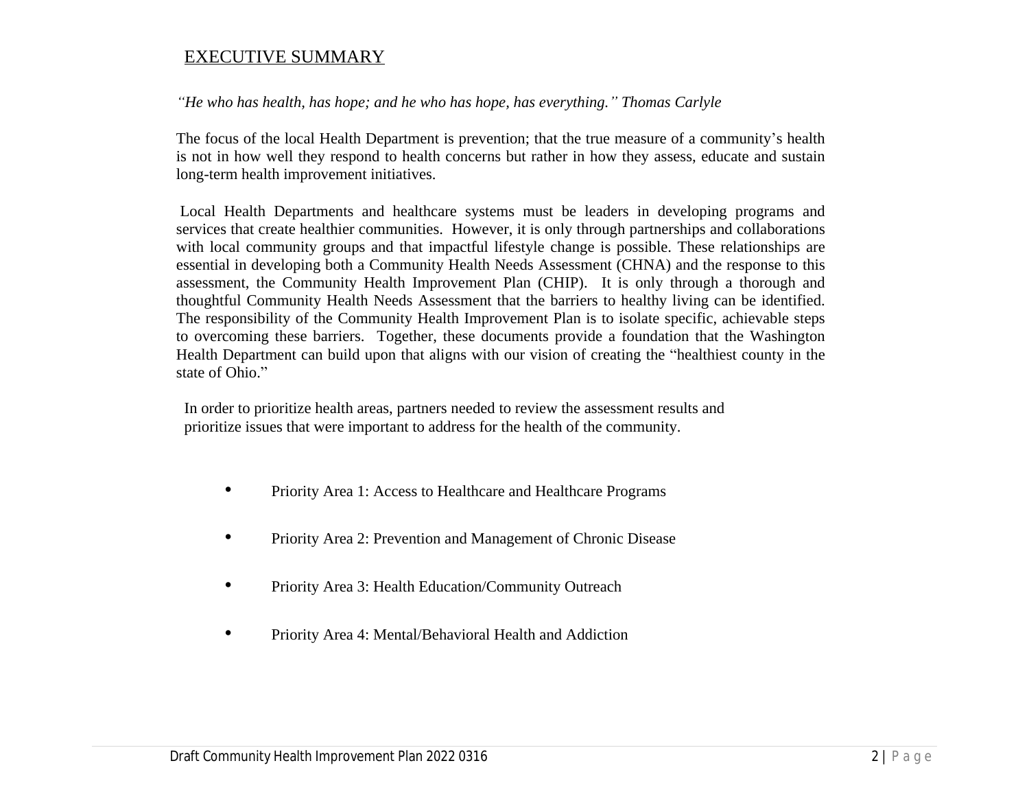# EXECUTIVE SUMMARY

*"He who has health, has hope; and he who has hope, has everything." Thomas Carlyle*

The focus of the local Health Department is prevention; that the true measure of a community's health is not in how well they respond to health concerns but rather in how they assess, educate and sustain long-term health improvement initiatives.

Local Health Departments and healthcare systems must be leaders in developing programs and services that create healthier communities. However, it is only through partnerships and collaborations with local community groups and that impactful lifestyle change is possible. These relationships are essential in developing both a Community Health Needs Assessment (CHNA) and the response to this assessment, the Community Health Improvement Plan (CHIP). It is only through a thorough and thoughtful Community Health Needs Assessment that the barriers to healthy living can be identified. The responsibility of the Community Health Improvement Plan is to isolate specific, achievable steps to overcoming these barriers. Together, these documents provide a foundation that the Washington Health Department can build upon that aligns with our vision of creating the "healthiest county in the state of Ohio."

In order to prioritize health areas, partners needed to review the assessment results and prioritize issues that were important to address for the health of the community.

- Priority Area 1: Access to Healthcare and Healthcare Programs
- Priority Area 2: Prevention and Management of Chronic Disease
- Priority Area 3: Health Education/Community Outreach
- Priority Area 4: Mental/Behavioral Health and Addiction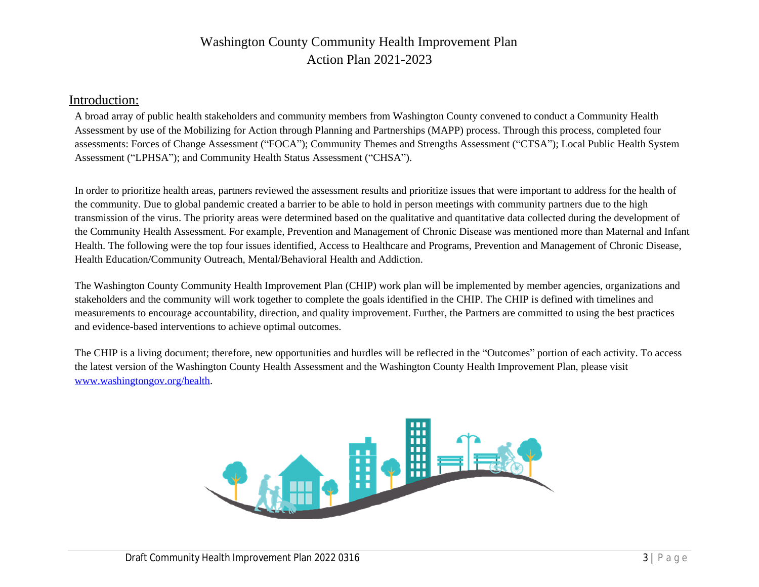# Washington County Community Health Improvement Plan
# Action Plan 2021-2023

## Introduction:

A broad array of public health stakeholders and community members from Washington County convened to conduct a Community Health Assessment by use of the Mobilizing for Action through Planning and Partnerships (MAPP) process. Through this process, completed four assessments: Forces of Change Assessment ("FOCA"); Community Themes and Strengths Assessment ("CTSA"); Local Public Health System Assessment ("LPHSA"); and Community Health Status Assessment ("CHSA").

In order to prioritize health areas, partners reviewed the assessment results and prioritize issues that were important to address for the health of the community. Due to global pandemic created a barrier to be able to hold in person meetings with community partners due to the high transmission of the virus. The priority areas were determined based on the qualitative and quantitative data collected during the development of the Community Health Assessment. For example, Prevention and Management of Chronic Disease was mentioned more than Maternal and Infant Health. The following were the top four issues identified, Access to Healthcare and Programs, Prevention and Management of Chronic Disease, Health Education/Community Outreach, Mental/Behavioral Health and Addiction.

The Washington County Community Health Improvement Plan (CHIP) work plan will be implemented by member agencies, organizations and stakeholders and the community will work together to complete the goals identified in the CHIP. The CHIP is defined with timelines and measurements to encourage accountability, direction, and quality improvement. Further, the Partners are committed to using the best practices and evidence-based interventions to achieve optimal outcomes.

The CHIP is a living document; therefore, new opportunities and hurdles will be reflected in the "Outcomes" portion of each activity. To access the latest version of the Washington County Health Assessment and the Washington County Health Improvement Plan, please visit [www.washingtongov.org/health](http://www.washingtongov.org/health).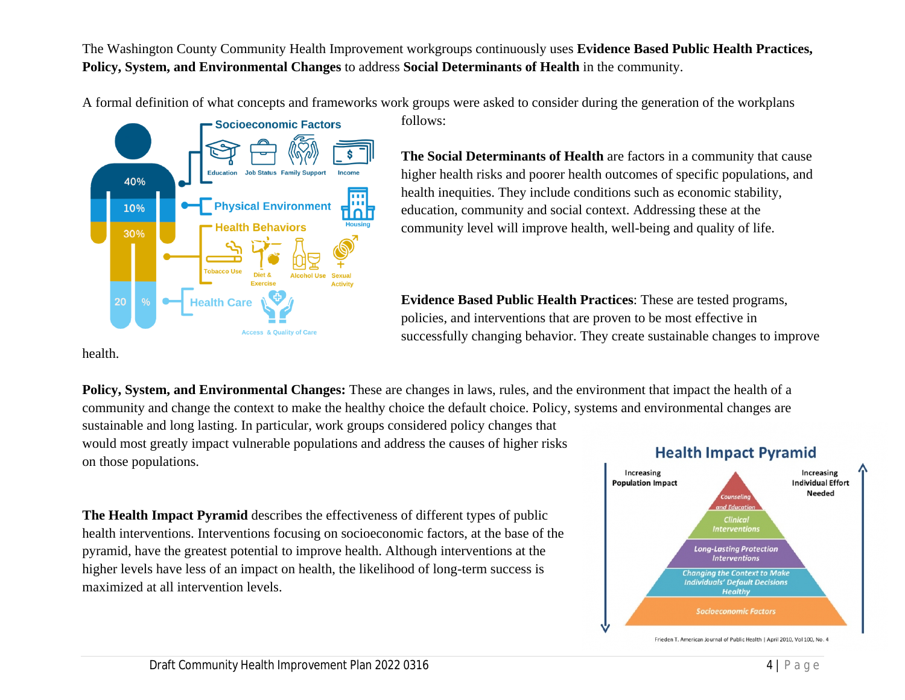The Washington County Community Health Improvement workgroups continuously uses **Evidence Based Public Health Practices, Policy, System, and Environmental Changes** to address **Social Determinants of Health** in the community.

A formal definition of what concepts and frameworks work groups were asked to consider during the generation of the workplans follows:

**The Social Determinants of Health** are factors in a community that cause higher health risks and poorer health outcomes of specific populations, and health inequities. They include conditions such as economic stability, education, community and social context. Addressing these at the community level will improve health, well-being and quality of life.

**Evidence Based Public Health Practices**: These are tested programs, policies, and interventions that are proven to be most effective in successfully changing behavior. They create sustainable changes to improve health.

**Policy, System, and Environmental Changes:** These are changes in laws, rules, and the environment that impact the health of a community and change the context to make the healthy choice the default choice. Policy, systems and environmental changes are sustainable and long lasting. In particular, work groups considered policy changes that would most greatly impact vulnerable populations and address the causes of higher risks on those populations.

**The Health Impact Pyramid** describes the effectiveness of different types of public health interventions. Interventions focusing on socioeconomic factors, at the base of the pyramid, have the greatest potential to improve health. Although interventions at the higher levels have less of an impact on health, the likelihood of long-term success is maximized at all intervention levels.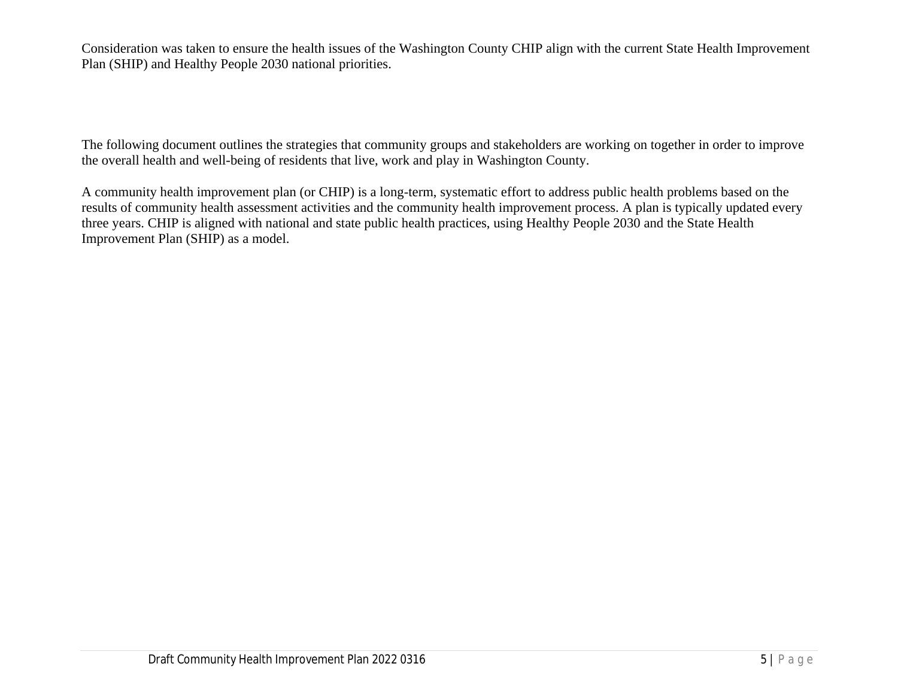Consideration was taken to ensure the health issues of the Washington County CHIP align with the current State Health Improvement Plan (SHIP) and Healthy People 2030 national priorities.

The following document outlines the strategies that community groups and stakeholders are working on together in order to improve the overall health and well-being of residents that live, work and play in Washington County.

A community health improvement plan (or CHIP) is a long-term, systematic effort to address public health problems based on the results of community health assessment activities and the community health improvement process. A plan is typically updated every three years. CHIP is aligned with national and state public health practices, using Healthy People 2030 and the State Health Improvement Plan (SHIP) as a model.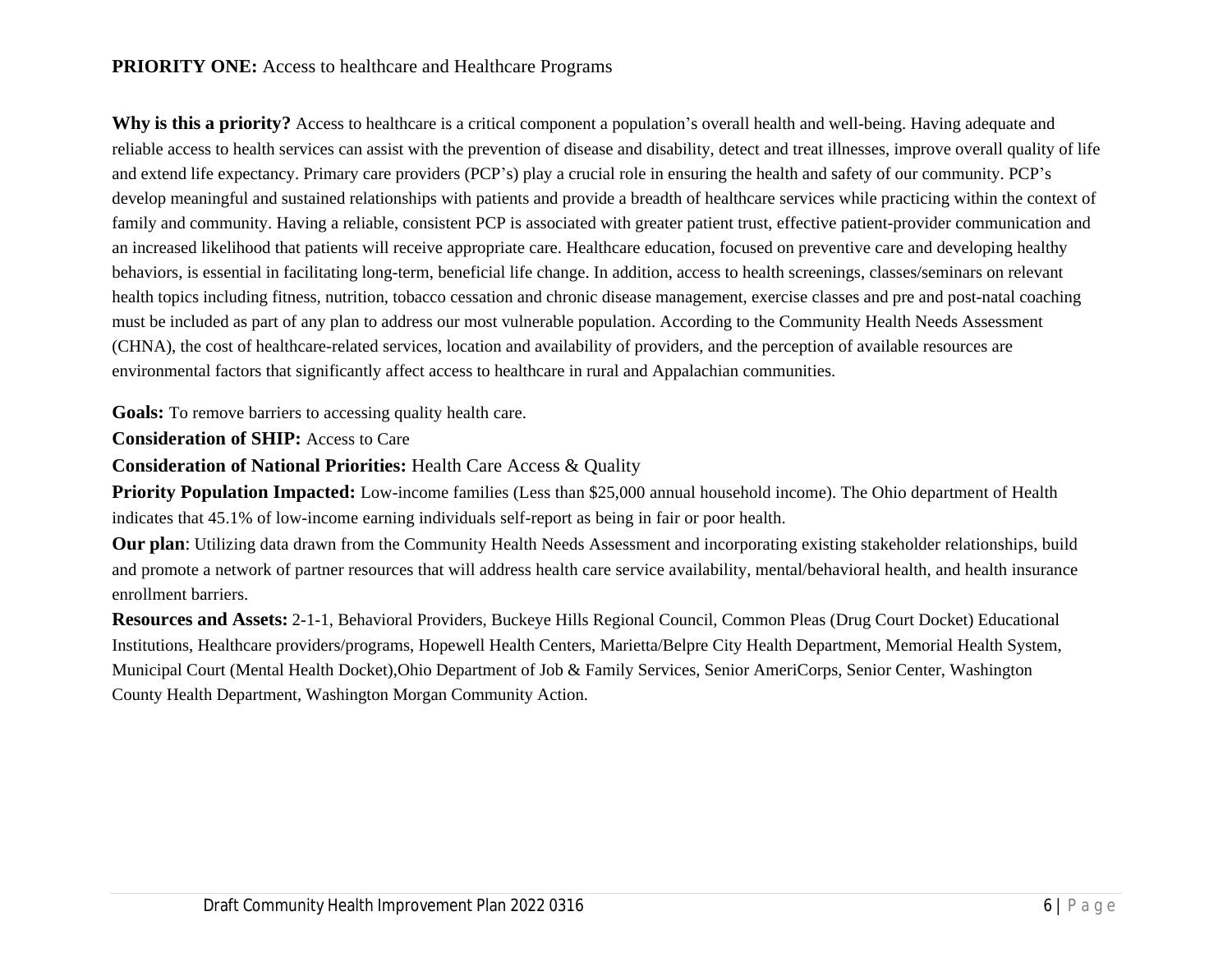**PRIORITY ONE:** Access to healthcare and Healthcare Programs

**Why is this a priority?** Access to healthcare is a critical component a population's overall health and well-being. Having adequate and reliable access to health services can assist with the prevention of disease and disability, detect and treat illnesses, improve overall quality of life and extend life expectancy. Primary care providers (PCP's) play a crucial role in ensuring the health and safety of our community. PCP's develop meaningful and sustained relationships with patients and provide a breadth of healthcare services while practicing within the context of family and community. Having a reliable, consistent PCP is associated with greater patient trust, effective patient-provider communication and an increased likelihood that patients will receive appropriate care. Healthcare education, focused on preventive care and developing healthy behaviors, is essential in facilitating long-term, beneficial life change. In addition, access to health screenings, classes/seminars on relevant health topics including fitness, nutrition, tobacco cessation and chronic disease management, exercise classes and pre and post-natal coaching must be included as part of any plan to address our most vulnerable population. According to the Community Health Needs Assessment (CHNA), the cost of healthcare-related services, location and availability of providers, and the perception of available resources are environmental factors that significantly affect access to healthcare in rural and Appalachian communities.

**Goals:** To remove barriers to accessing quality health care.

**Consideration of SHIP:** Access to Care

**Consideration of National Priorities:** Health Care Access & Quality

**Priority Population Impacted:** Low-income families (Less than $25,000 annual household income). The Ohio department of Health indicates that 45.1% of low-income earning individuals self-report as being in fair or poor health.

**Our plan**: Utilizing data drawn from the Community Health Needs Assessment and incorporating existing stakeholder relationships, build and promote a network of partner resources that will address health care service availability, mental/behavioral health, and health insurance enrollment barriers.

**Resources and Assets:** 2-1-1, Behavioral Providers, Buckeye Hills Regional Council, Common Pleas (Drug Court Docket) Educational Institutions, Healthcare providers/programs, Hopewell Health Centers, Marietta/Belpre City Health Department, Memorial Health System, Municipal Court (Mental Health Docket),Ohio Department of Job & Family Services, Senior AmeriCorps, Senior Center, Washington County Health Department, Washington Morgan Community Action.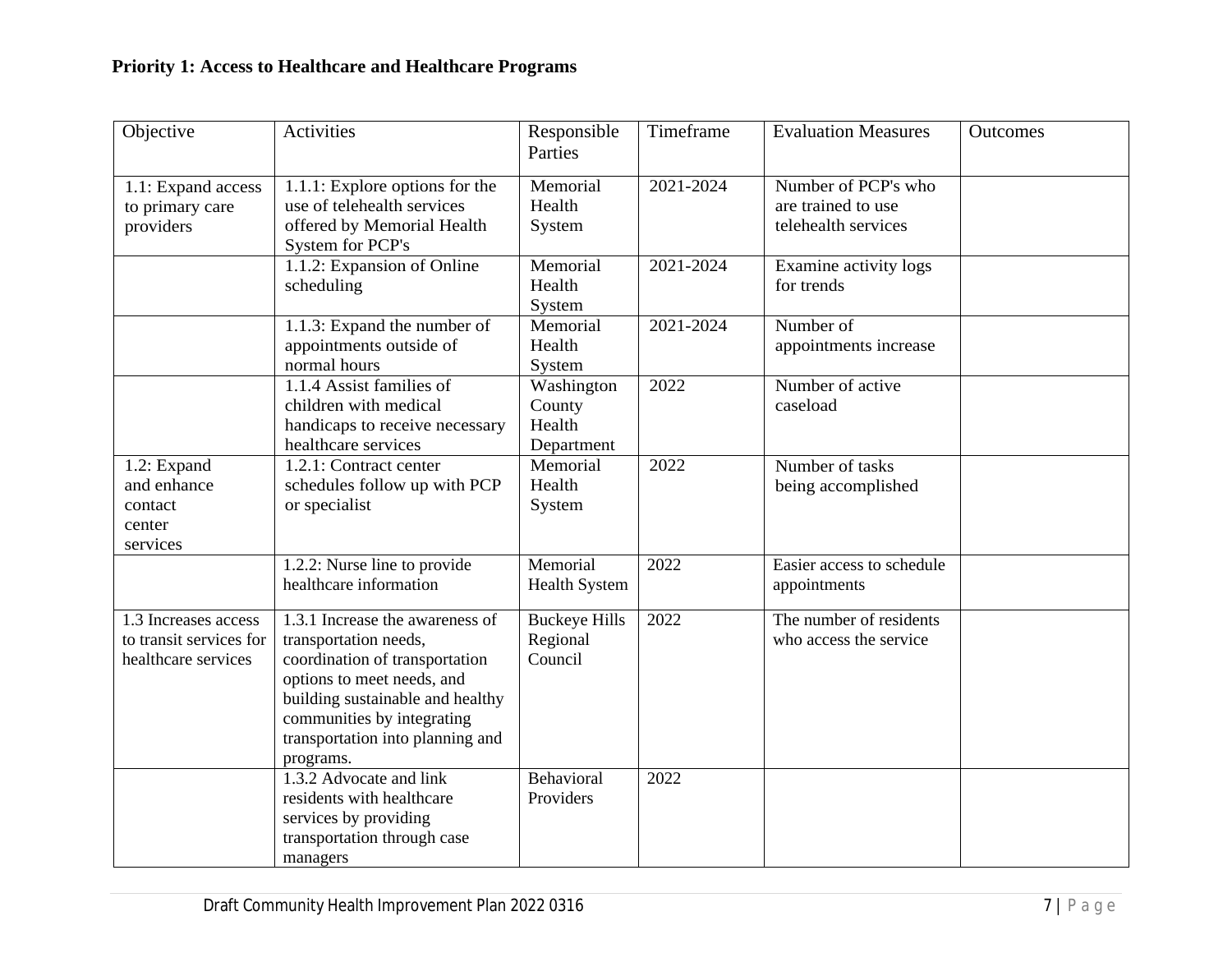**Priority 1: Access to Healthcare and Healthcare Programs**

| Objective | Activities | Responsible Parties | Timeframe | Evaluation Measures | Outcomes |
|---|---|---|---|---|---|
| 1.1: Expand access to primary care providers | 1.1.1: Explore options for the use of telehealth services offered by Memorial Health System for PCP's | Memorial Health System | 2021-2024 | Number of PCP's who are trained to use telehealth services | |
| | 1.1.2: Expansion of Online scheduling | Memorial Health System | 2021-2024 | Examine activity logs for trends | |
| | 1.1.3: Expand the number of appointments outside of normal hours | Memorial Health System | 2021-2024 | Number of appointments increase | |
| | 1.1.4 Assist families of children with medical handicaps to receive necessary healthcare services | Washington County Health Department | 2022 | Number of active caseload | |
| 1.2: Expand and enhance contact center services | 1.2.1: Contract center schedules follow up with PCP or specialist | Memorial Health System | 2022 | Number of tasks being accomplished | |
| | 1.2.2: Nurse line to provide healthcare information | Memorial Health System | 2022 | Easier access to schedule appointments | |
| 1.3 Increases access to transit services for healthcare services | 1.3.1 Increase the awareness of transportation needs, coordination of transportation options to meet needs, and building sustainable and healthy communities by integrating transportation into planning and programs. | Buckeye Hills Regional Council | 2022 | The number of residents who access the service | |
| | 1.3.2 Advocate and link residents with healthcare services by providing transportation through case managers | Behavioral Providers | 2022 | | |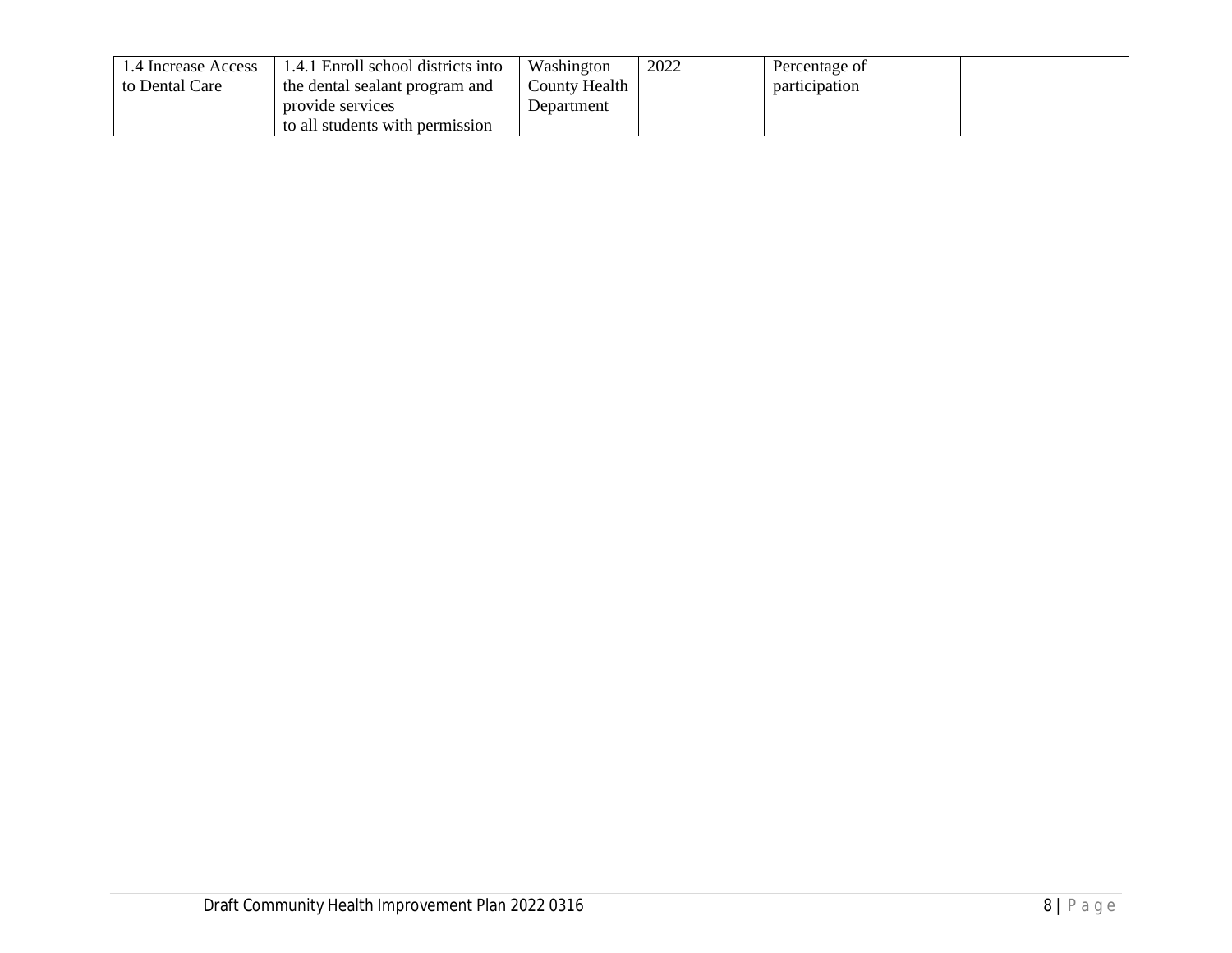| 1.4 Increase Access to Dental Care | 1.4.1 Enroll school districts into the dental sealant program and provide services to all students with permission | Washington County Health Department | 2022 | Percentage of participation | |
|---|---|---|---|---|---|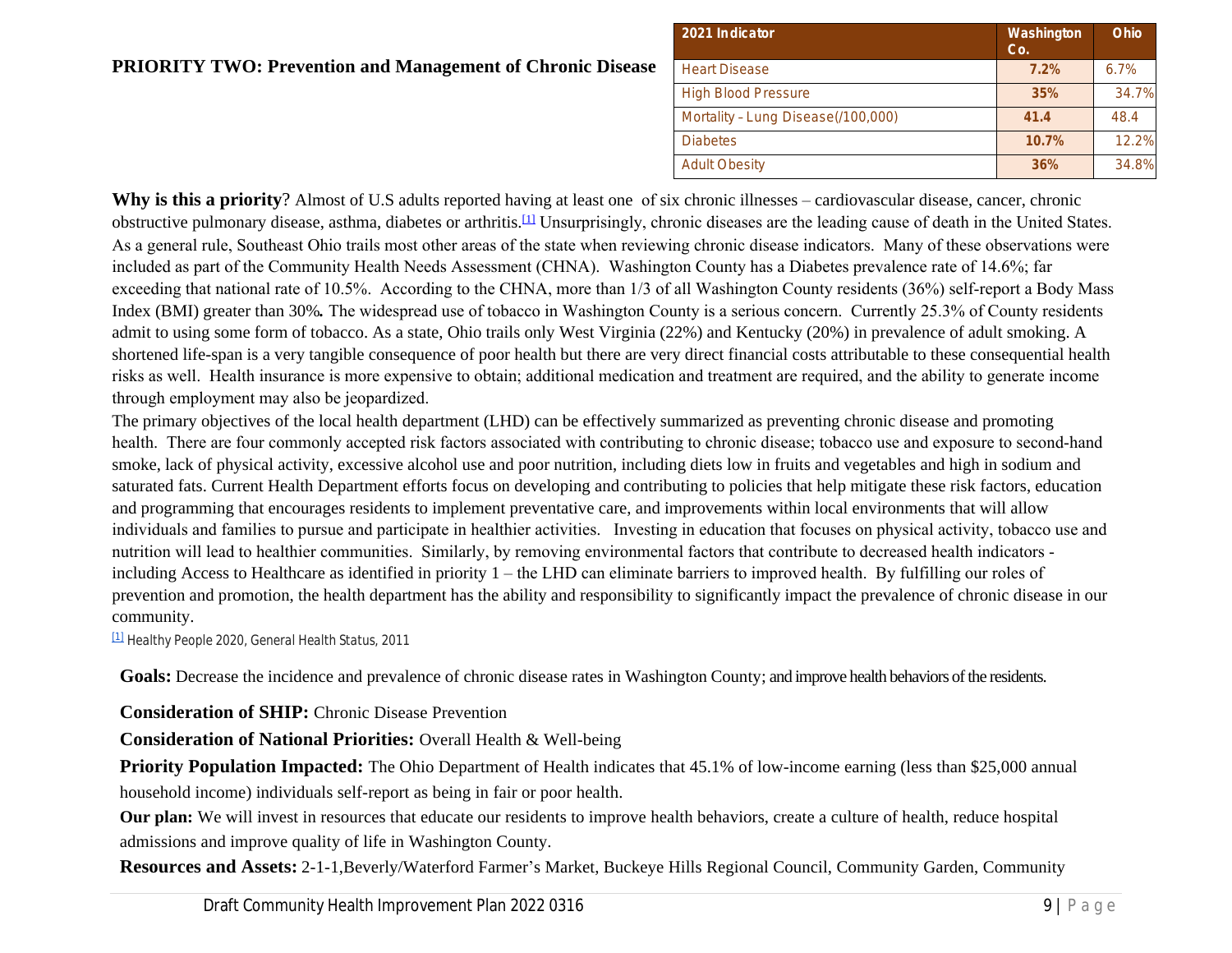## PRIORITY TWO: Prevention and Management of Chronic Disease

| 2021 Indicator | Washington Co. | Ohio |
|---|---|---|
| Heart Disease | 7.2% | 6.7% |
| High Blood Pressure | 35% | 34.7% |
| Mortality – Lung Disease(/100,000) | 41.4 | 48.4 |
| Diabetes | 10.7% | 12.2% |
| Adult Obesity | 36% | 34.8% |

**Why is this a priority**? Almost of U.S adults reported having at least one of six chronic illnesses – cardiovascular disease, cancer, chronic obstructive pulmonary disease, asthma, diabetes or arthritis.[1] Unsurprisingly, chronic diseases are the leading cause of death in the United States. As a general rule, Southeast Ohio trails most other areas of the state when reviewing chronic disease indicators. Many of these observations were included as part of the Community Health Needs Assessment (CHNA). Washington County has a Diabetes prevalence rate of 14.6%; far exceeding that national rate of 10.5%. According to the CHNA, more than 1/3 of all Washington County residents (36%) self-report a Body Mass Index (BMI) greater than 30%**.** The widespread use of tobacco in Washington County is a serious concern. Currently 25.3% of County residents admit to using some form of tobacco. As a state, Ohio trails only West Virginia (22%) and Kentucky (20%) in prevalence of adult smoking. A shortened life-span is a very tangible consequence of poor health but there are very direct financial costs attributable to these consequential health risks as well. Health insurance is more expensive to obtain; additional medication and treatment are required, and the ability to generate income through employment may also be jeopardized.

The primary objectives of the local health department (LHD) can be effectively summarized as preventing chronic disease and promoting health. There are four commonly accepted risk factors associated with contributing to chronic disease; tobacco use and exposure to second-hand smoke, lack of physical activity, excessive alcohol use and poor nutrition, including diets low in fruits and vegetables and high in sodium and saturated fats. Current Health Department efforts focus on developing and contributing to policies that help mitigate these risk factors, education and programming that encourages residents to implement preventative care, and improvements within local environments that will allow individuals and families to pursue and participate in healthier activities. Investing in education that focuses on physical activity, tobacco use and nutrition will lead to healthier communities. Similarly, by removing environmental factors that contribute to decreased health indicators - including Access to Healthcare as identified in priority 1 – the LHD can eliminate barriers to improved health. By fulfilling our roles of prevention and promotion, the health department has the ability and responsibility to significantly impact the prevalence of chronic disease in our community.

[1] Healthy People 2020, General Health Status, 2011

**Goals:** Decrease the incidence and prevalence of chronic disease rates in Washington County; and improve health behaviors of the residents.

**Consideration of SHIP:** Chronic Disease Prevention

**Consideration of National Priorities:** Overall Health & Well-being

**Priority Population Impacted:** The Ohio Department of Health indicates that 45.1% of low-income earning (less than $25,000 annual household income) individuals self-report as being in fair or poor health.

**Our plan:** We will invest in resources that educate our residents to improve health behaviors, create a culture of health, reduce hospital admissions and improve quality of life in Washington County.

**Resources and Assets:** 2-1-1,Beverly/Waterford Farmer's Market, Buckeye Hills Regional Council, Community Garden, Community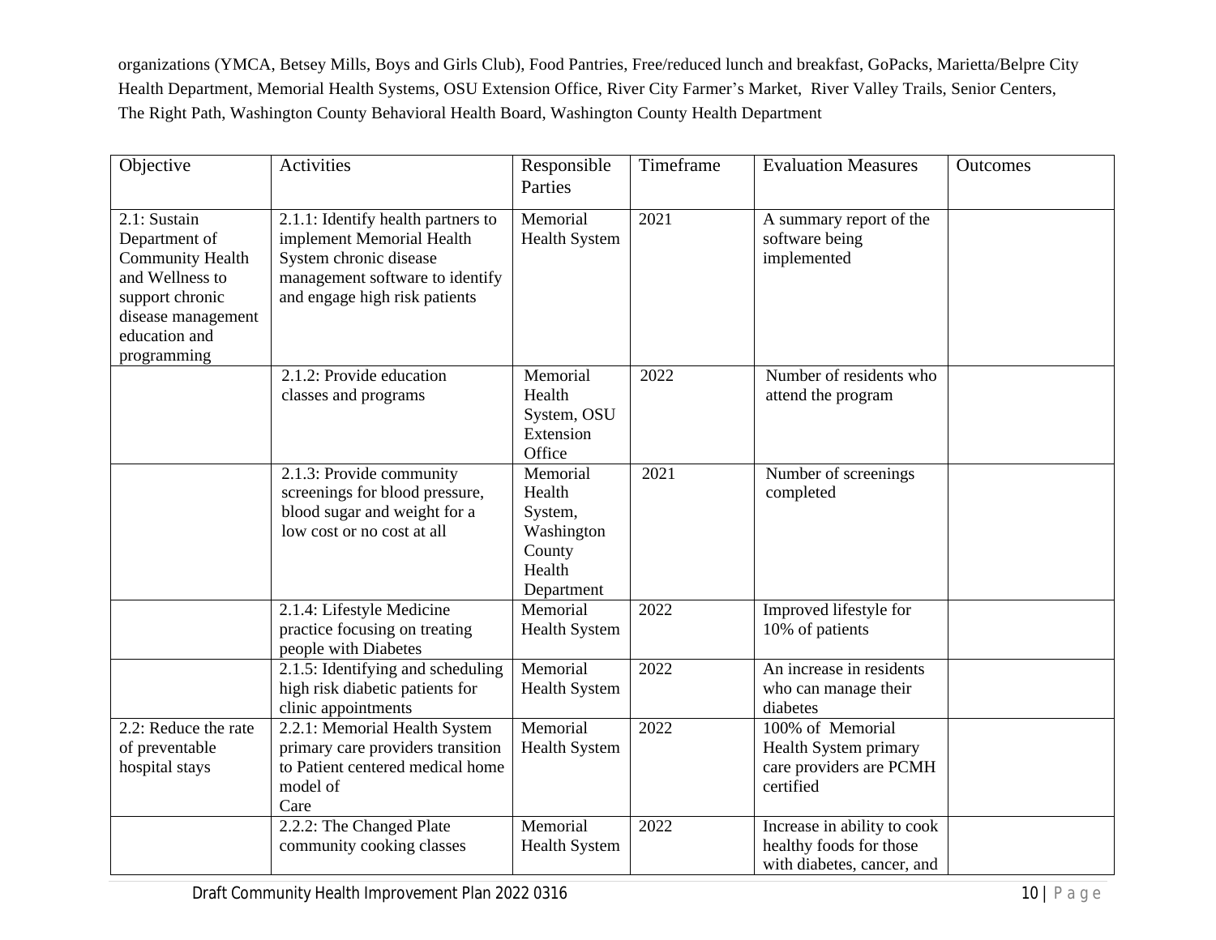organizations (YMCA, Betsey Mills, Boys and Girls Club), Food Pantries, Free/reduced lunch and breakfast, GoPacks, Marietta/Belpre City Health Department, Memorial Health Systems, OSU Extension Office, River City Farmer's Market, River Valley Trails, Senior Centers, The Right Path, Washington County Behavioral Health Board, Washington County Health Department

| Objective | Activities | Responsible Parties | Timeframe | Evaluation Measures | Outcomes |
|---|---|---|---|---|---|
| 2.1: Sustain Department of Community Health and Wellness to support chronic disease management education and programming | 2.1.1: Identify health partners to implement Memorial Health System chronic disease management software to identify and engage high risk patients | Memorial Health System | 2021 | A summary report of the software being implemented | |
| | 2.1.2: Provide education classes and programs | Memorial Health System, OSU Extension Office | 2022 | Number of residents who attend the program | |
| | 2.1.3: Provide community screenings for blood pressure, blood sugar and weight for a low cost or no cost at all | Memorial Health System, Washington County Health Department | 2021 | Number of screenings completed | |
| | 2.1.4: Lifestyle Medicine practice focusing on treating people with Diabetes | Memorial Health System | 2022 | Improved lifestyle for 10% of patients | |
| | 2.1.5: Identifying and scheduling high risk diabetic patients for clinic appointments | Memorial Health System | 2022 | An increase in residents who can manage their diabetes | |
| 2.2: Reduce the rate of preventable hospital stays | 2.2.1: Memorial Health System primary care providers transition to Patient centered medical home model of Care | Memorial Health System | 2022 | 100% of Memorial Health System primary care providers are PCMH certified | |
| | 2.2.2: The Changed Plate community cooking classes | Memorial Health System | 2022 | Increase in ability to cook healthy foods for those with diabetes, cancer, and | |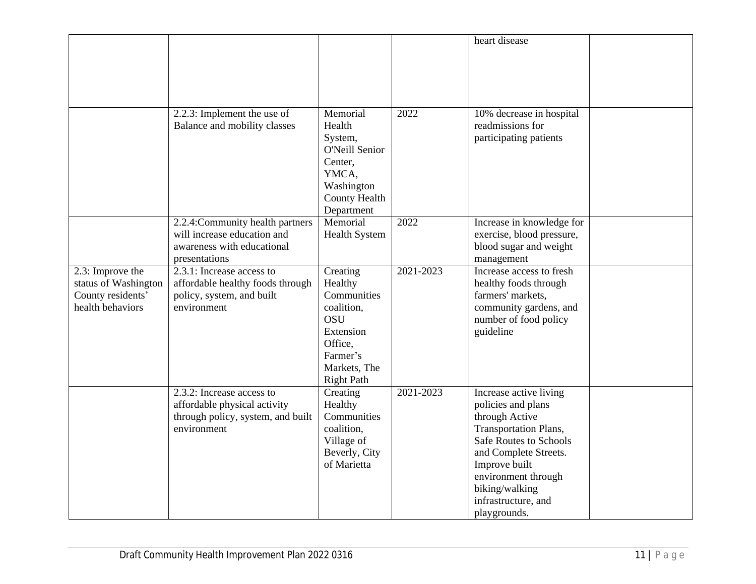| | | | | | |
|---|---|---|---|---|---|
| | | | | heart disease | |
| | 2.2.3: Implement the use of Balance and mobility classes | Memorial Health System, O'Neill Senior Center, YMCA, Washington County Health Department | 2022 | 10% decrease in hospital readmissions for participating patients | |
| | 2.2.4:Community health partners will increase education and awareness with educational presentations | Memorial Health System | 2022 | Increase in knowledge for exercise, blood pressure, blood sugar and weight management | |
| 2.3: Improve the status of Washington County residents' health behaviors | 2.3.1: Increase access to affordable healthy foods through policy, system, and built environment | Creating Healthy Communities coalition, OSU Extension Office, Farmer's Markets, The Right Path | 2021-2023 | Increase access to fresh healthy foods through farmers' markets, community gardens, and number of food policy guideline | |
| | 2.3.2: Increase access to affordable physical activity through policy, system, and built environment | Creating Healthy Communities coalition, Village of Beverly, City of Marietta | 2021-2023 | Increase active living policies and plans through Active Transportation Plans, Safe Routes to Schools and Complete Streets. Improve built environment through biking/walking infrastructure, and playgrounds. | |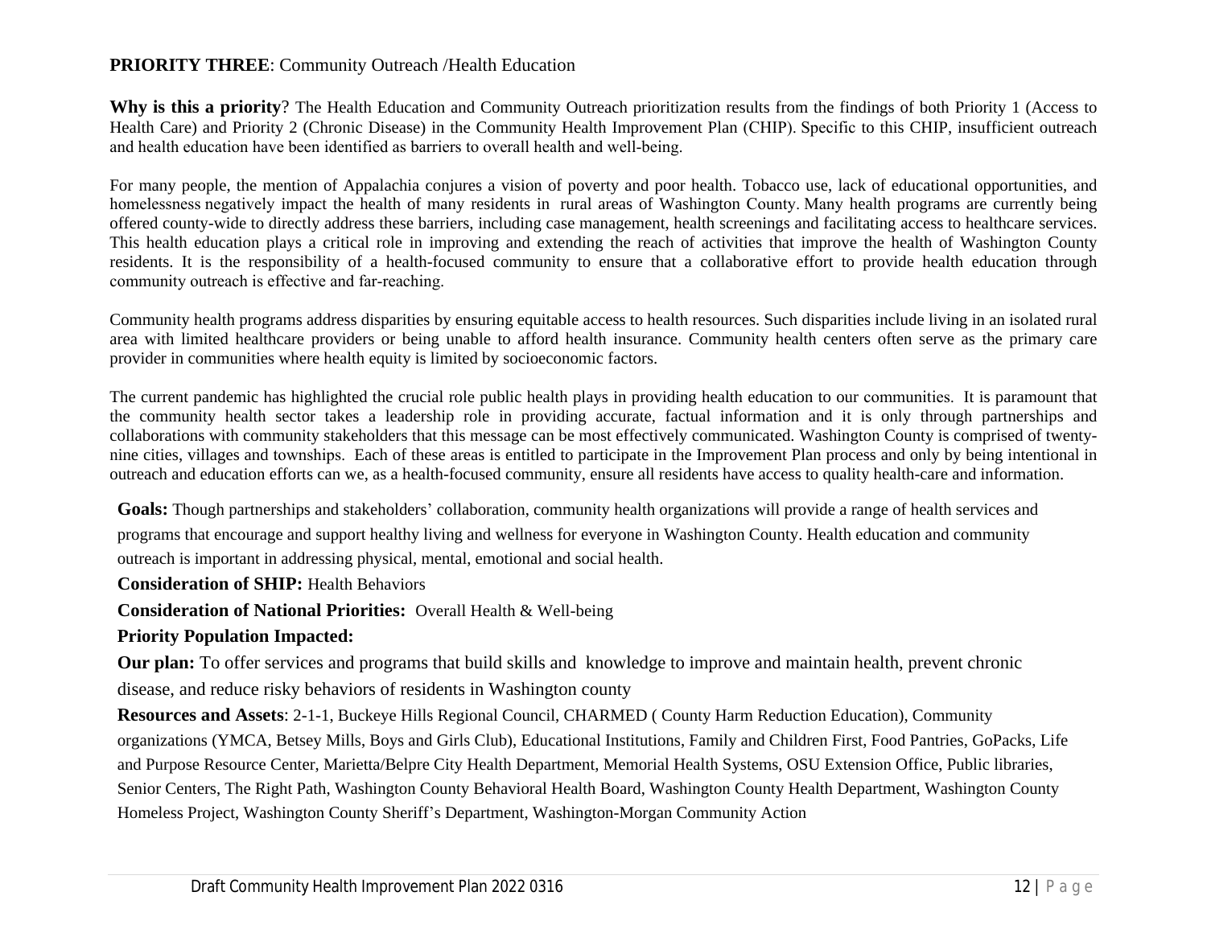**PRIORITY THREE**: Community Outreach /Health Education

**Why is this a priority**? The Health Education and Community Outreach prioritization results from the findings of both Priority 1 (Access to Health Care) and Priority 2 (Chronic Disease) in the Community Health Improvement Plan (CHIP). Specific to this CHIP, insufficient outreach and health education have been identified as barriers to overall health and well-being.

For many people, the mention of Appalachia conjures a vision of poverty and poor health. Tobacco use, lack of educational opportunities, and homelessness negatively impact the health of many residents in rural areas of Washington County. Many health programs are currently being offered county-wide to directly address these barriers, including case management, health screenings and facilitating access to healthcare services. This health education plays a critical role in improving and extending the reach of activities that improve the health of Washington County residents. It is the responsibility of a health-focused community to ensure that a collaborative effort to provide health education through community outreach is effective and far-reaching.

Community health programs address disparities by ensuring equitable access to health resources. Such disparities include living in an isolated rural area with limited healthcare providers or being unable to afford health insurance. Community health centers often serve as the primary care provider in communities where health equity is limited by socioeconomic factors.

The current pandemic has highlighted the crucial role public health plays in providing health education to our communities. It is paramount that the community health sector takes a leadership role in providing accurate, factual information and it is only through partnerships and collaborations with community stakeholders that this message can be most effectively communicated. Washington County is comprised of twenty-nine cities, villages and townships. Each of these areas is entitled to participate in the Improvement Plan process and only by being intentional in outreach and education efforts can we, as a health-focused community, ensure all residents have access to quality health-care and information.

**Goals:** Though partnerships and stakeholders' collaboration, community health organizations will provide a range of health services and programs that encourage and support healthy living and wellness for everyone in Washington County. Health education and community outreach is important in addressing physical, mental, emotional and social health.

**Consideration of SHIP:** Health Behaviors

**Consideration of National Priorities:** Overall Health & Well-being

**Priority Population Impacted:**

**Our plan:** To offer services and programs that build skills and knowledge to improve and maintain health, prevent chronic disease, and reduce risky behaviors of residents in Washington county

**Resources and Assets**: 2-1-1, Buckeye Hills Regional Council, CHARMED ( County Harm Reduction Education), Community organizations (YMCA, Betsey Mills, Boys and Girls Club), Educational Institutions, Family and Children First, Food Pantries, GoPacks, Life and Purpose Resource Center, Marietta/Belpre City Health Department, Memorial Health Systems, OSU Extension Office, Public libraries, Senior Centers, The Right Path, Washington County Behavioral Health Board, Washington County Health Department, Washington County Homeless Project, Washington County Sheriff's Department, Washington-Morgan Community Action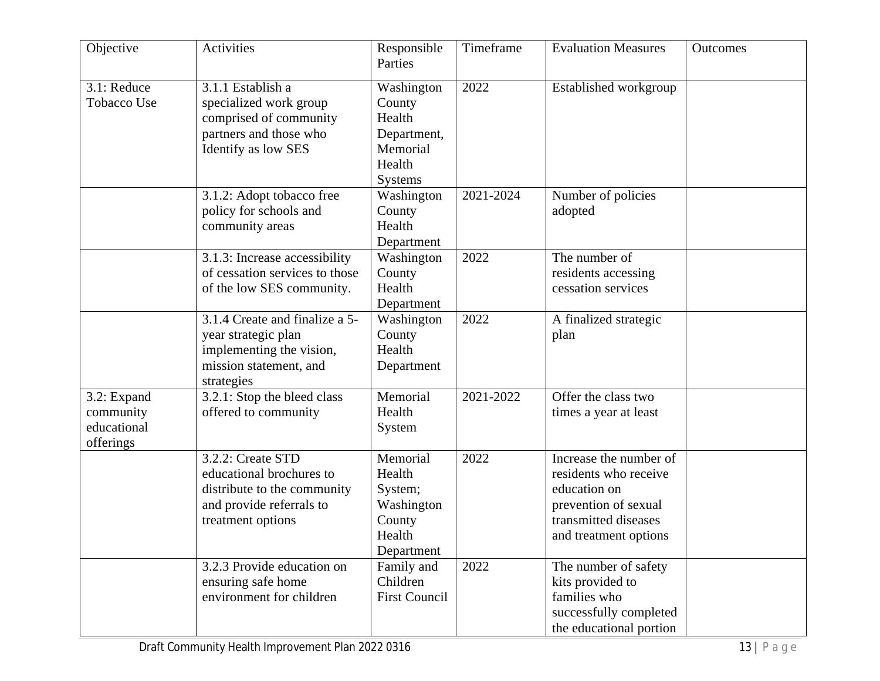| Objective | Activities | Responsible Parties | Timeframe | Evaluation Measures | Outcomes |
|---|---|---|---|---|---|
| 3.1: Reduce Tobacco Use | 3.1.1 Establish a specialized work group comprised of community partners and those who Identify as low SES | Washington County Health Department, Memorial Health Systems | 2022 | Established workgroup | |
| | 3.1.2: Adopt tobacco free policy for schools and community areas | Washington County Health Department | 2021-2024 | Number of policies adopted | |
| | 3.1.3: Increase accessibility of cessation services to those of the low SES community. | Washington County Health Department | 2022 | The number of residents accessing cessation services | |
| | 3.1.4 Create and finalize a 5-year strategic plan implementing the vision, mission statement, and strategies | Washington County Health Department | 2022 | A finalized strategic plan | |
| 3.2: Expand community educational offerings | 3.2.1: Stop the bleed class offered to community | Memorial Health System | 2021-2022 | Offer the class two times a year at least | |
| | 3.2.2: Create STD educational brochures to distribute to the community and provide referrals to treatment options | Memorial Health System; Washington County Health Department | 2022 | Increase the number of residents who receive education on prevention of sexual transmitted diseases and treatment options | |
| | 3.2.3 Provide education on ensuring safe home environment for children | Family and Children First Council | 2022 | The number of safety kits provided to families who successfully completed the educational portion | |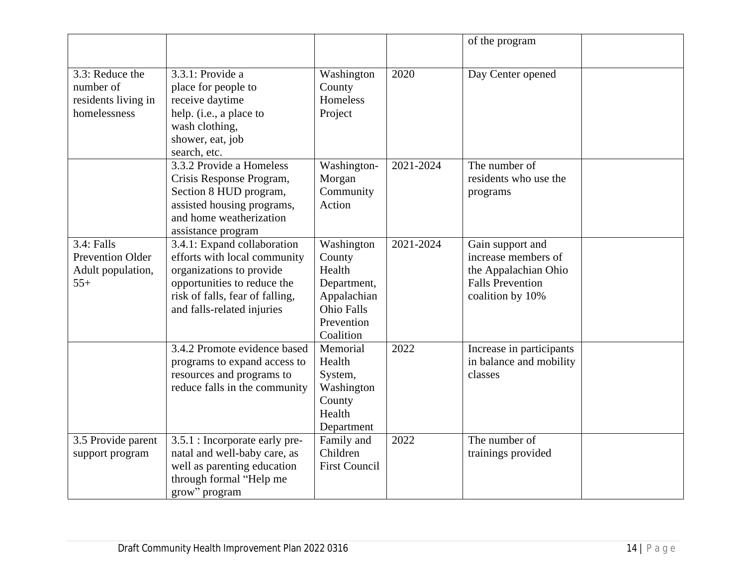| | | | | of the program | |
|---|---|---|---|---|---|
| 3.3: Reduce the number of residents living in homelessness | 3.3.1: Provide a place for people to receive daytime help. (i.e., a place to wash clothing, shower, eat, job search, etc. | Washington County Homeless Project | 2020 | Day Center opened | |
| | 3.3.2 Provide a Homeless Crisis Response Program, Section 8 HUD program, assisted housing programs, and home weatherization assistance program | Washington-Morgan Community Action | 2021-2024 | The number of residents who use the programs | |
| 3.4: Falls Prevention Older Adult population, 55+ | 3.4.1: Expand collaboration efforts with local community organizations to provide opportunities to reduce the risk of falls, fear of falling, and falls-related injuries | Washington County Health Department, Appalachian Ohio Falls Prevention Coalition | 2021-2024 | Gain support and increase members of the Appalachian Ohio Falls Prevention coalition by 10% | |
| | 3.4.2 Promote evidence based programs to expand access to resources and programs to reduce falls in the community | Memorial Health System, Washington County Health Department | 2022 | Increase in participants in balance and mobility classes | |
| 3.5 Provide parent support program | 3.5.1 : Incorporate early pre-natal and well-baby care, as well as parenting education through formal “Help me grow” program | Family and Children First Council | 2022 | The number of trainings provided | |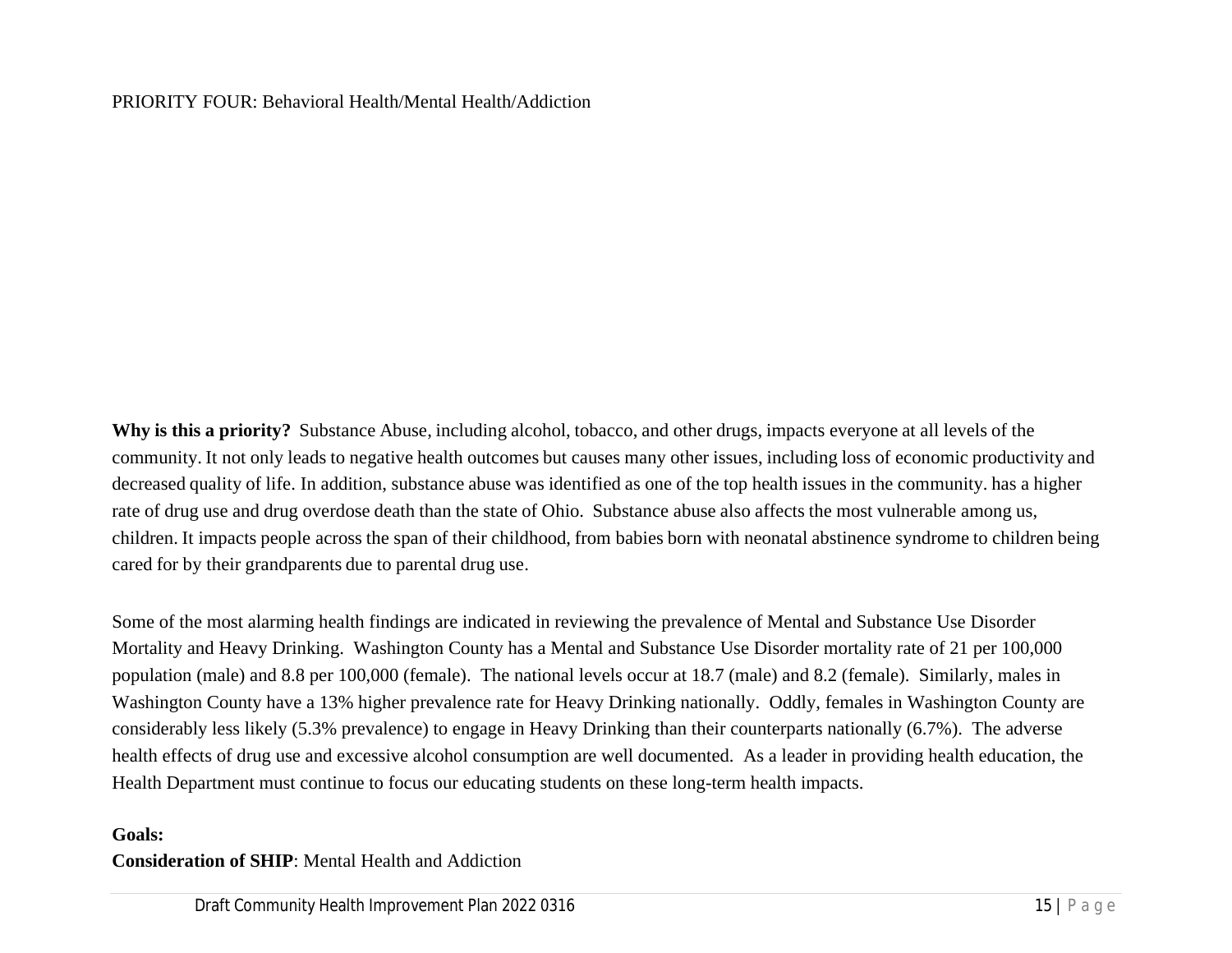PRIORITY FOUR: Behavioral Health/Mental Health/Addiction

**Why is this a priority?** Substance Abuse, including alcohol, tobacco, and other drugs, impacts everyone at all levels of the community. It not only leads to negative health outcomes but causes many other issues, including loss of economic productivity and decreased quality of life. In addition, substance abuse was identified as one of the top health issues in the community. has a higher rate of drug use and drug overdose death than the state of Ohio. Substance abuse also affects the most vulnerable among us, children. It impacts people across the span of their childhood, from babies born with neonatal abstinence syndrome to children being cared for by their grandparents due to parental drug use.

Some of the most alarming health findings are indicated in reviewing the prevalence of Mental and Substance Use Disorder Mortality and Heavy Drinking. Washington County has a Mental and Substance Use Disorder mortality rate of 21 per 100,000 population (male) and 8.8 per 100,000 (female). The national levels occur at 18.7 (male) and 8.2 (female). Similarly, males in Washington County have a 13% higher prevalence rate for Heavy Drinking nationally. Oddly, females in Washington County are considerably less likely (5.3% prevalence) to engage in Heavy Drinking than their counterparts nationally (6.7%). The adverse health effects of drug use and excessive alcohol consumption are well documented. As a leader in providing health education, the Health Department must continue to focus our educating students on these long-term health impacts.

**Goals:**

**Consideration of SHIP**: Mental Health and Addiction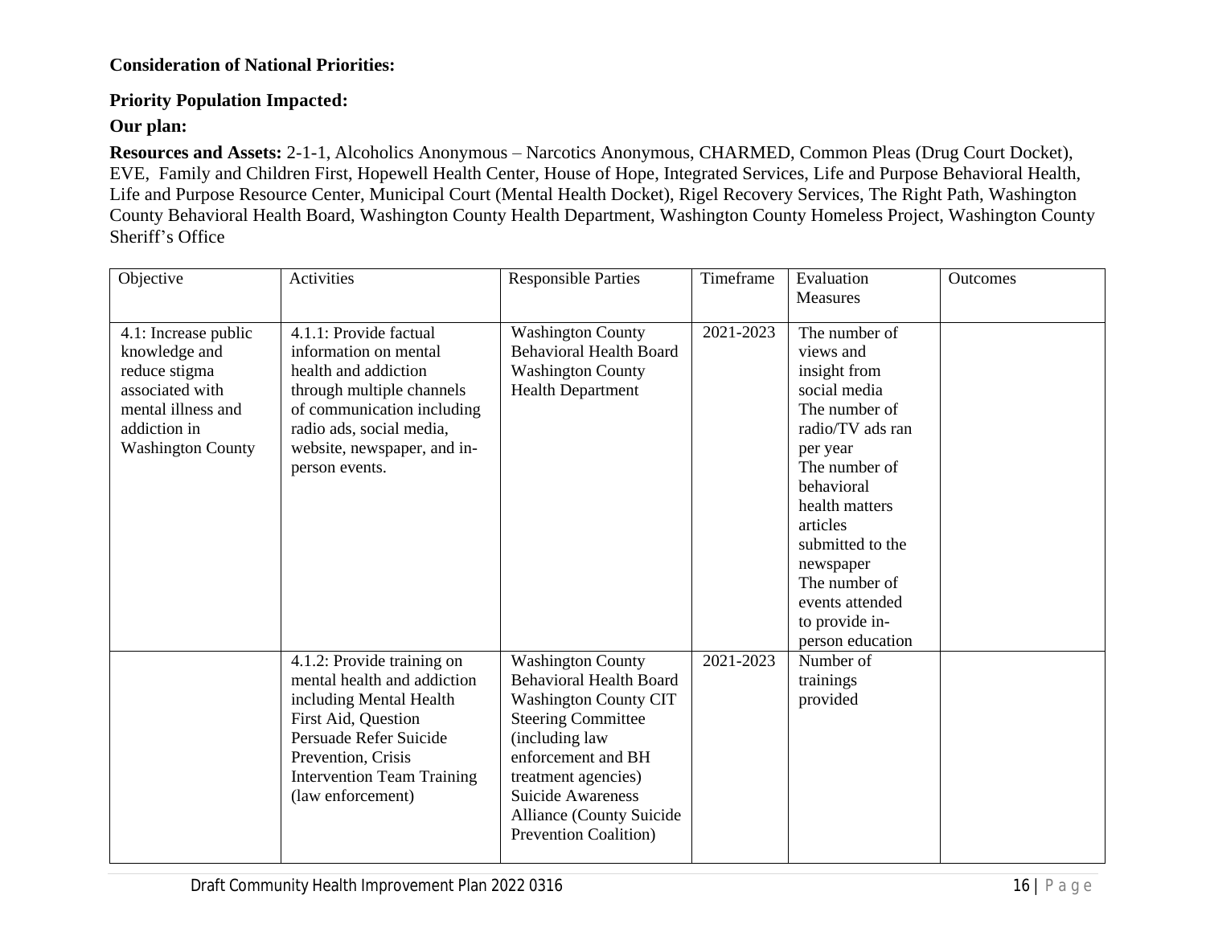**Consideration of National Priorities:**

**Priority Population Impacted:**

**Our plan:**

**Resources and Assets:** 2-1-1, Alcoholics Anonymous – Narcotics Anonymous, CHARMED, Common Pleas (Drug Court Docket), EVE, Family and Children First, Hopewell Health Center, House of Hope, Integrated Services, Life and Purpose Behavioral Health, Life and Purpose Resource Center, Municipal Court (Mental Health Docket), Rigel Recovery Services, The Right Path, Washington County Behavioral Health Board, Washington County Health Department, Washington County Homeless Project, Washington County Sheriff's Office

| Objective | Activities | Responsible Parties | Timeframe | Evaluation Measures | Outcomes |
|---|---|---|---|---|---|
| 4.1: Increase public knowledge and reduce stigma associated with mental illness and addiction in Washington County | 4.1.1: Provide factual information on mental health and addiction through multiple channels of communication including radio ads, social media, website, newspaper, and in-person events. | Washington County Behavioral Health Board<br>Washington County Health Department | 2021-2023 | The number of views and insight from social media<br>The number of radio/TV ads ran per year<br>The number of behavioral health matters articles submitted to the newspaper<br>The number of events attended to provide in-person education | |
| | 4.1.2: Provide training on mental health and addiction including Mental Health First Aid, Question Persuade Refer Suicide Prevention, Crisis Intervention Team Training (law enforcement) | Washington County Behavioral Health Board<br>Washington County CIT Steering Committee (including law enforcement and BH treatment agencies)<br>Suicide Awareness Alliance (County Suicide Prevention Coalition) | 2021-2023 | Number of trainings provided | |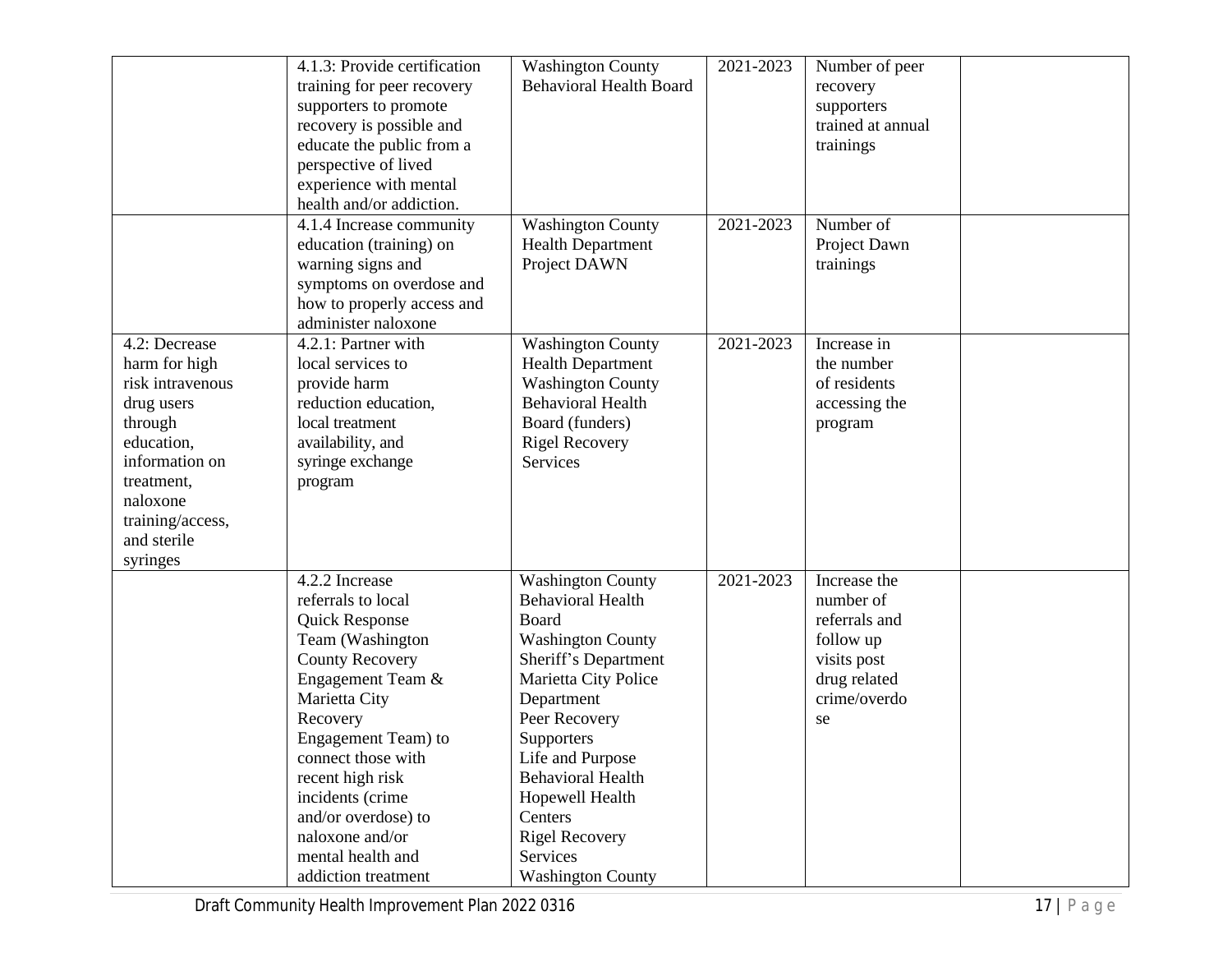| | | | | | |
|---|---|---|---|---|---|
| | 4.1.3: Provide certification training for peer recovery supporters to promote recovery is possible and educate the public from a perspective of lived experience with mental health and/or addiction. | Washington County Behavioral Health Board | 2021-2023 | Number of peer recovery supporters trained at annual trainings | |
| | 4.1.4 Increase community education (training) on warning signs and symptoms on overdose and how to properly access and administer naloxone | Washington County Health Department Project DAWN | 2021-2023 | Number of Project Dawn trainings | |
| 4.2: Decrease harm for high risk intravenous drug users through education, information on treatment, naloxone training/access, and sterile syringes | 4.2.1: Partner with local services to provide harm reduction education, local treatment availability, and syringe exchange program | Washington County Health Department Washington County Behavioral Health Board (funders) Rigel Recovery Services | 2021-2023 | Increase in the number of residents accessing the program | |
| | 4.2.2 Increase referrals to local Quick Response Team (Washington County Recovery Engagement Team & Marietta City Recovery Engagement Team) to connect those with recent high risk incidents (crime and/or overdose) to naloxone and/or mental health and addiction treatment | Washington County Behavioral Health Board Washington County Sheriff's Department Marietta City Police Department Peer Recovery Supporters Life and Purpose Behavioral Health Hopewell Health Centers Rigel Recovery Services Washington County | 2021-2023 | Increase the number of referrals and follow up visits post drug related crime/overdose | |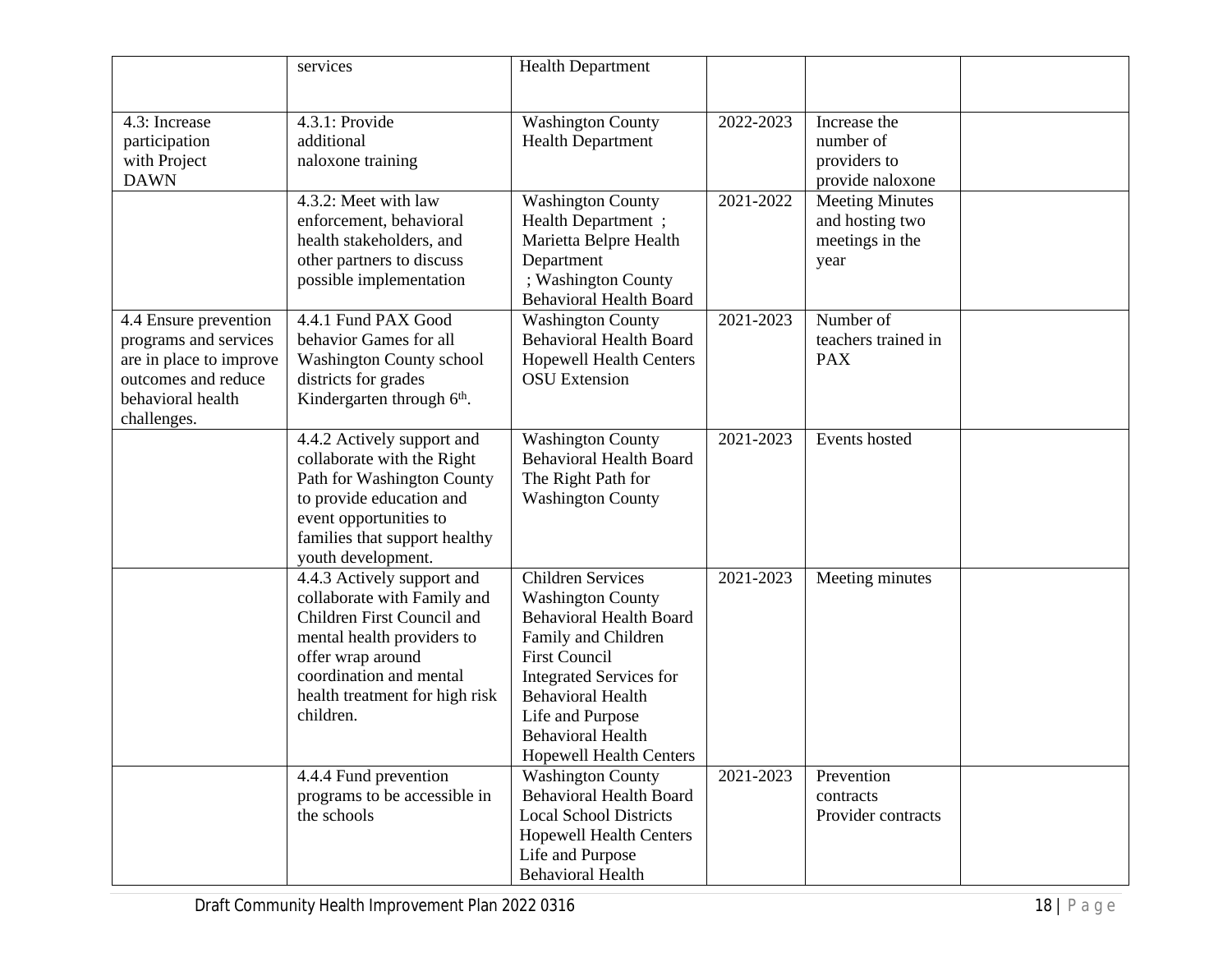| | | | | | |
|---|---|---|---|---|---|
| | services | Health Department | | | |
| 4.3: Increase participation with Project DAWN | 4.3.1: Provide additional naloxone training | Washington County Health Department | 2022-2023 | Increase the number of providers to provide naloxone | |
| | 4.3.2: Meet with law enforcement, behavioral health stakeholders, and other partners to discuss possible implementation | Washington County Health Department ; Marietta Belpre Health Department ; Washington County Behavioral Health Board | 2021-2022 | Meeting Minutes and hosting two meetings in the year | |
| 4.4 Ensure prevention programs and services are in place to improve outcomes and reduce behavioral health challenges. | 4.4.1 Fund PAX Good behavior Games for all Washington County school districts for grades Kindergarten through 6th. | Washington County Behavioral Health Board Hopewell Health Centers OSU Extension | 2021-2023 | Number of teachers trained in PAX | |
| | 4.4.2 Actively support and collaborate with the Right Path for Washington County to provide education and event opportunities to families that support healthy youth development. | Washington County Behavioral Health Board The Right Path for Washington County | 2021-2023 | Events hosted | |
| | 4.4.3 Actively support and collaborate with Family and Children First Council and mental health providers to offer wrap around coordination and mental health treatment for high risk children. | Children Services Washington County Behavioral Health Board Family and Children First Council Integrated Services for Behavioral Health Life and Purpose Behavioral Health Hopewell Health Centers | 2021-2023 | Meeting minutes | |
| | 4.4.4 Fund prevention programs to be accessible in the schools | Washington County Behavioral Health Board Local School Districts Hopewell Health Centers Life and Purpose Behavioral Health | 2021-2023 | Prevention contracts Provider contracts | |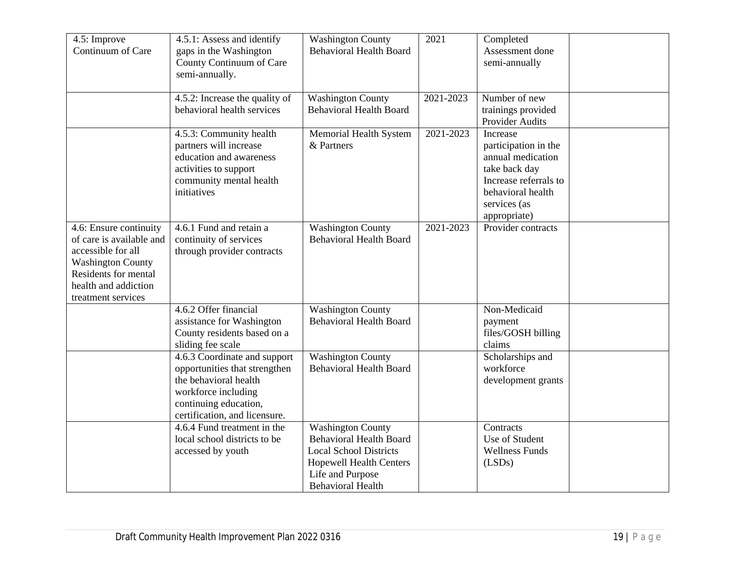| | | | | | |
|---|---|---|---|---|---|
| 4.5: Improve Continuum of Care | 4.5.1: Assess and identify gaps in the Washington County Continuum of Care semi-annually. | Washington County Behavioral Health Board | 2021 | Completed Assessment done semi-annually | |
| | 4.5.2: Increase the quality of behavioral health services | Washington County Behavioral Health Board | 2021-2023 | Number of new trainings provided Provider Audits | |
| | 4.5.3: Community health partners will increase education and awareness activities to support community mental health initiatives | Memorial Health System & Partners | 2021-2023 | Increase participation in the annual medication take back day Increase referrals to behavioral health services (as appropriate) | |
| 4.6: Ensure continuity of care is available and accessible for all Washington County Residents for mental health and addiction treatment services | 4.6.1 Fund and retain a continuity of services through provider contracts | Washington County Behavioral Health Board | 2021-2023 | Provider contracts | |
| | 4.6.2 Offer financial assistance for Washington County residents based on a sliding fee scale | Washington County Behavioral Health Board | | Non-Medicaid payment files/GOSH billing claims | |
| | 4.6.3 Coordinate and support opportunities that strengthen the behavioral health workforce including continuing education, certification, and licensure. | Washington County Behavioral Health Board | | Scholarships and workforce development grants | |
| | 4.6.4 Fund treatment in the local school districts to be accessed by youth | Washington County Behavioral Health Board Local School Districts Hopewell Health Centers Life and Purpose Behavioral Health | | Contracts Use of Student Wellness Funds (LSDs) | |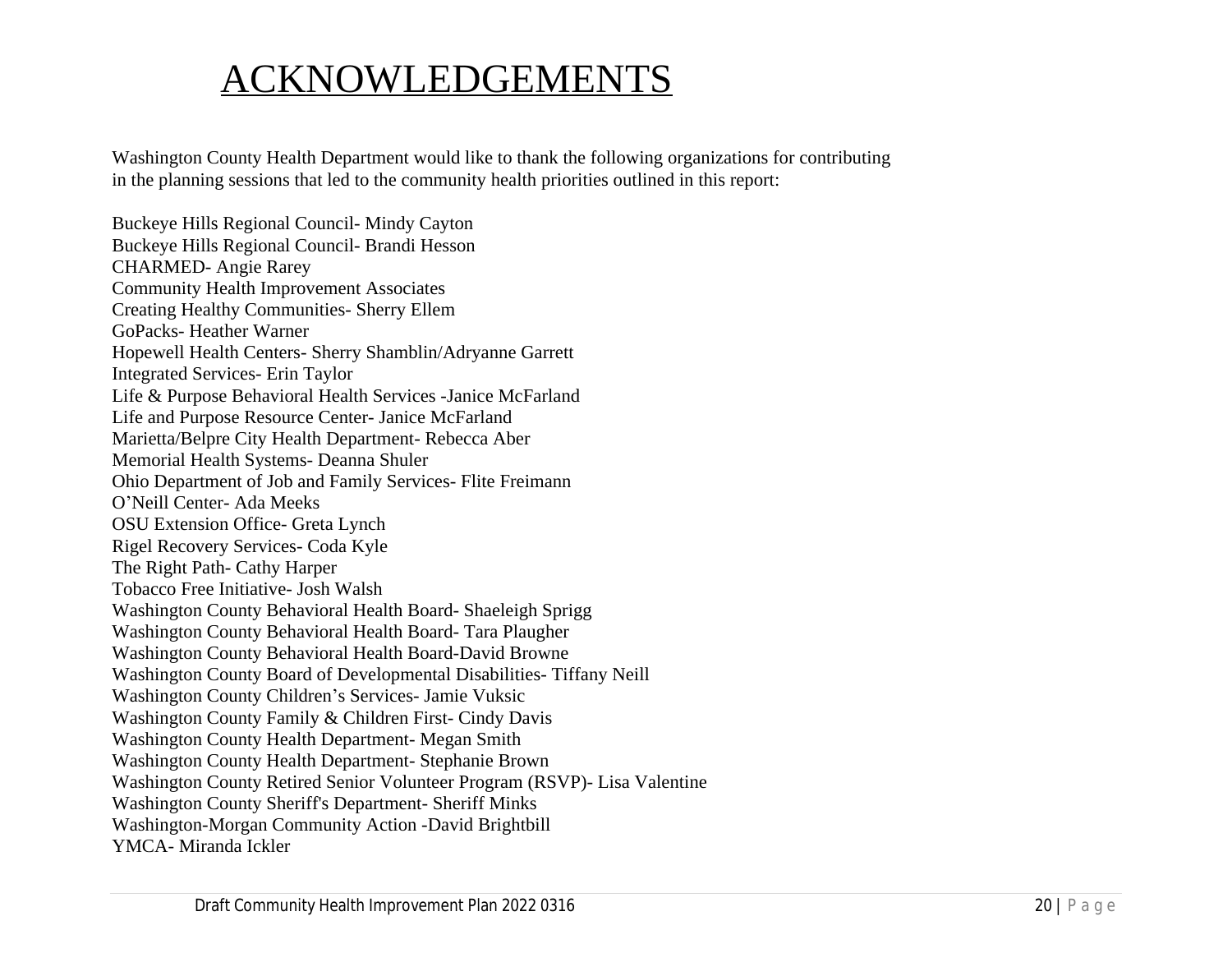# ACKNOWLEDGEMENTS

Washington County Health Department would like to thank the following organizations for contributing in the planning sessions that led to the community health priorities outlined in this report:

Buckeye Hills Regional Council- Mindy Cayton
Buckeye Hills Regional Council- Brandi Hesson
CHARMED- Angie Rarey
Community Health Improvement Associates
Creating Healthy Communities- Sherry Ellem
GoPacks- Heather Warner
Hopewell Health Centers- Sherry Shamblin/Adryanne Garrett
Integrated Services- Erin Taylor
Life & Purpose Behavioral Health Services -Janice McFarland
Life and Purpose Resource Center- Janice McFarland
Marietta/Belpre City Health Department- Rebecca Aber
Memorial Health Systems- Deanna Shuler
Ohio Department of Job and Family Services- Flite Freimann
O'Neill Center- Ada Meeks
OSU Extension Office- Greta Lynch
Rigel Recovery Services- Coda Kyle
The Right Path- Cathy Harper
Tobacco Free Initiative- Josh Walsh
Washington County Behavioral Health Board- Shaeleigh Sprigg
Washington County Behavioral Health Board- Tara Plaugher
Washington County Behavioral Health Board-David Browne
Washington County Board of Developmental Disabilities- Tiffany Neill
Washington County Children's Services- Jamie Vuksic
Washington County Family & Children First- Cindy Davis
Washington County Health Department- Megan Smith
Washington County Health Department- Stephanie Brown
Washington County Retired Senior Volunteer Program (RSVP)- Lisa Valentine
Washington County Sheriff's Department- Sheriff Minks
Washington-Morgan Community Action -David Brightbill
YMCA- Miranda Ickler